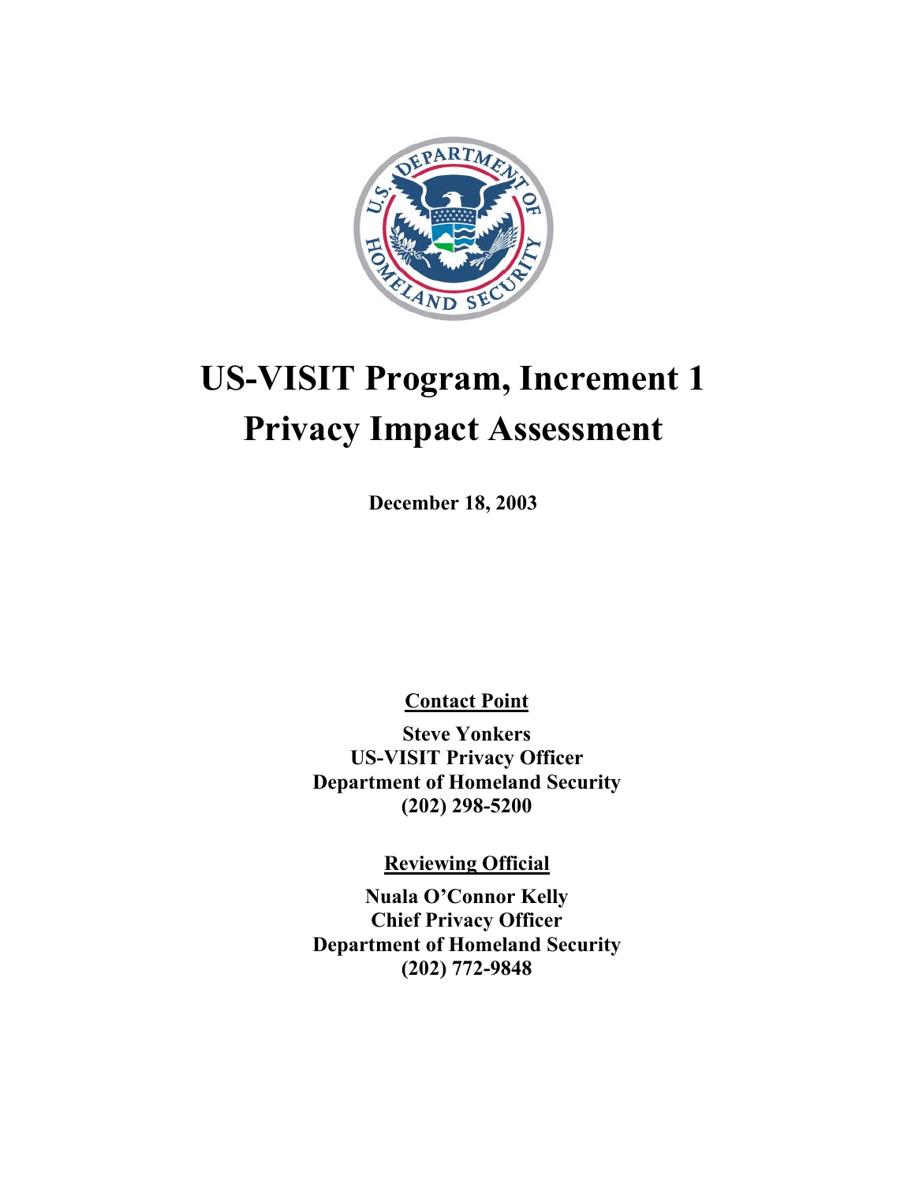# US-VISIT Program, Increment 1
# Privacy Impact Assessment

**December 18, 2003**

**<u>Contact Point</u>**

**Steve Yonkers**
**US-VISIT Privacy Officer**
**Department of Homeland Security**
**(202) 298-5200**

**<u>Reviewing Official</u>**

**Nuala O'Connor Kelly**
**Chief Privacy Officer**
**Department of Homeland Security**
**(202) 772-9848**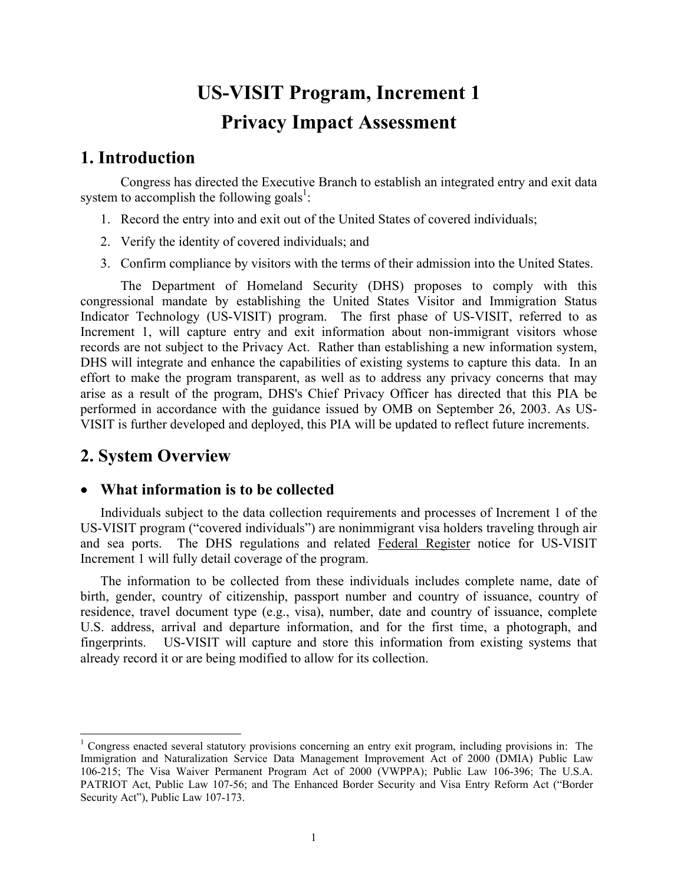# US-VISIT Program, Increment 1
# Privacy Impact Assessment

## 1. Introduction

Congress has directed the Executive Branch to establish an integrated entry and exit data system to accomplish the following goals[1]:

1. Record the entry into and exit out of the United States of covered individuals;
2. Verify the identity of covered individuals; and
3. Confirm compliance by visitors with the terms of their admission into the United States.

The Department of Homeland Security (DHS) proposes to comply with this congressional mandate by establishing the United States Visitor and Immigration Status Indicator Technology (US-VISIT) program. The first phase of US-VISIT, referred to as Increment 1, will capture entry and exit information about non-immigrant visitors whose records are not subject to the Privacy Act. Rather than establishing a new information system, DHS will integrate and enhance the capabilities of existing systems to capture this data. In an effort to make the program transparent, as well as to address any privacy concerns that may arise as a result of the program, DHS's Chief Privacy Officer has directed that this PIA be performed in accordance with the guidance issued by OMB on September 26, 2003. As US-VISIT is further developed and deployed, this PIA will be updated to reflect future increments.

## 2. System Overview

- **What information is to be collected**

Individuals subject to the data collection requirements and processes of Increment 1 of the US-VISIT program ("covered individuals") are nonimmigrant visa holders traveling through air and sea ports. The DHS regulations and related Federal Register notice for US-VISIT Increment 1 will fully detail coverage of the program.

The information to be collected from these individuals includes complete name, date of birth, gender, country of citizenship, passport number and country of issuance, country of residence, travel document type (e.g., visa), number, date and country of issuance, complete U.S. address, arrival and departure information, and for the first time, a photograph, and fingerprints. US-VISIT will capture and store this information from existing systems that already record it or are being modified to allow for its collection.

[1] Congress enacted several statutory provisions concerning an entry exit program, including provisions in: The Immigration and Naturalization Service Data Management Improvement Act of 2000 (DMIA) Public Law 106-215; The Visa Waiver Permanent Program Act of 2000 (VWPPA); Public Law 106-396; The U.S.A. PATRIOT Act, Public Law 107-56; and The Enhanced Border Security and Visa Entry Reform Act ("Border Security Act"), Public Law 107-173.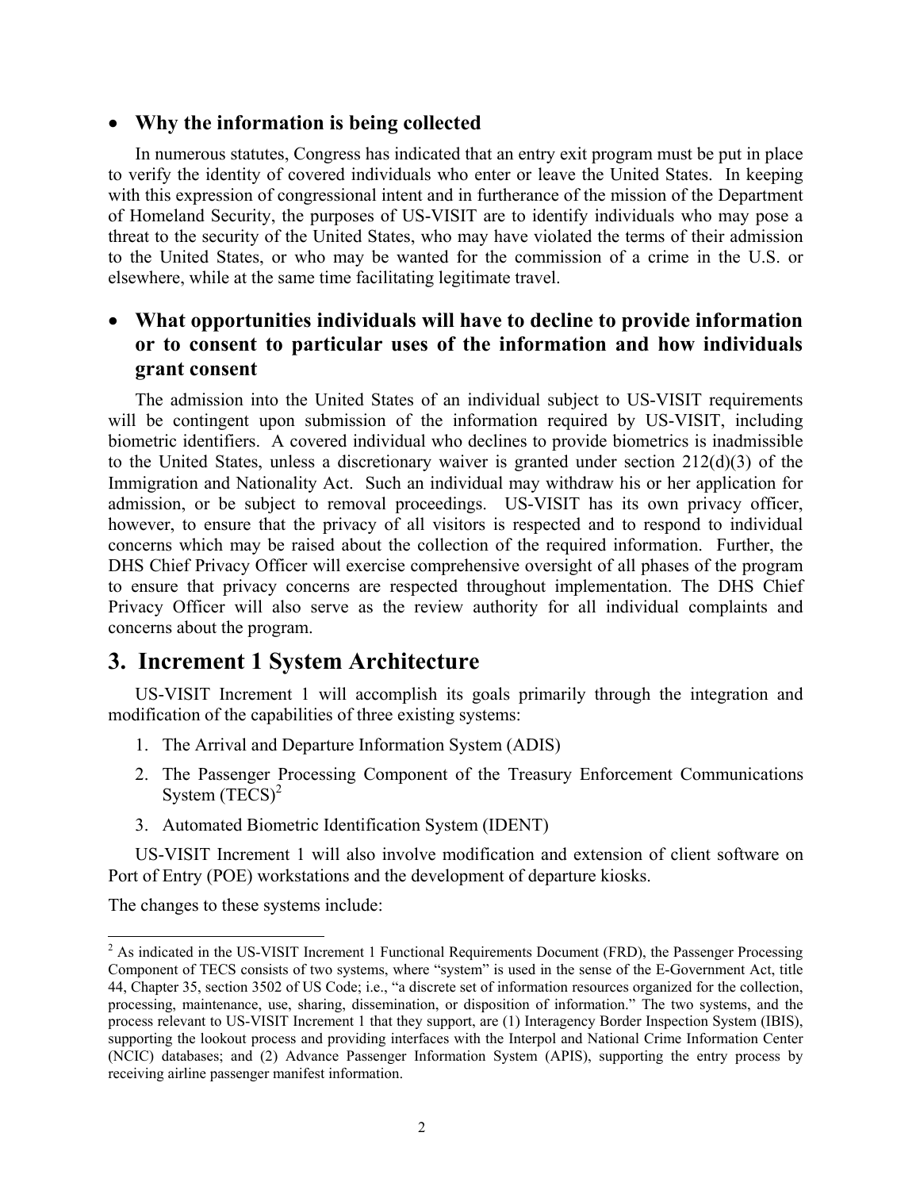- **Why the information is being collected**

In numerous statutes, Congress has indicated that an entry exit program must be put in place to verify the identity of covered individuals who enter or leave the United States. In keeping with this expression of congressional intent and in furtherance of the mission of the Department of Homeland Security, the purposes of US-VISIT are to identify individuals who may pose a threat to the security of the United States, who may have violated the terms of their admission to the United States, or who may be wanted for the commission of a crime in the U.S. or elsewhere, while at the same time facilitating legitimate travel.

- **What opportunities individuals will have to decline to provide information or to consent to particular uses of the information and how individuals grant consent**

The admission into the United States of an individual subject to US-VISIT requirements will be contingent upon submission of the information required by US-VISIT, including biometric identifiers. A covered individual who declines to provide biometrics is inadmissible to the United States, unless a discretionary waiver is granted under section 212(d)(3) of the Immigration and Nationality Act. Such an individual may withdraw his or her application for admission, or be subject to removal proceedings. US-VISIT has its own privacy officer, however, to ensure that the privacy of all visitors is respected and to respond to individual concerns which may be raised about the collection of the required information. Further, the DHS Chief Privacy Officer will exercise comprehensive oversight of all phases of the program to ensure that privacy concerns are respected throughout implementation. The DHS Chief Privacy Officer will also serve as the review authority for all individual complaints and concerns about the program.

## 3. Increment 1 System Architecture

US-VISIT Increment 1 will accomplish its goals primarily through the integration and modification of the capabilities of three existing systems:

1. The Arrival and Departure Information System (ADIS)
2. The Passenger Processing Component of the Treasury Enforcement Communications System (TECS)[2]
3. Automated Biometric Identification System (IDENT)

US-VISIT Increment 1 will also involve modification and extension of client software on Port of Entry (POE) workstations and the development of departure kiosks.

The changes to these systems include:

[2] As indicated in the US-VISIT Increment 1 Functional Requirements Document (FRD), the Passenger Processing Component of TECS consists of two systems, where "system" is used in the sense of the E-Government Act, title 44, Chapter 35, section 3502 of US Code; i.e., "a discrete set of information resources organized for the collection, processing, maintenance, use, sharing, dissemination, or disposition of information." The two systems, and the process relevant to US-VISIT Increment 1 that they support, are (1) Interagency Border Inspection System (IBIS), supporting the lookout process and providing interfaces with the Interpol and National Crime Information Center (NCIC) databases; and (2) Advance Passenger Information System (APIS), supporting the entry process by receiving airline passenger manifest information.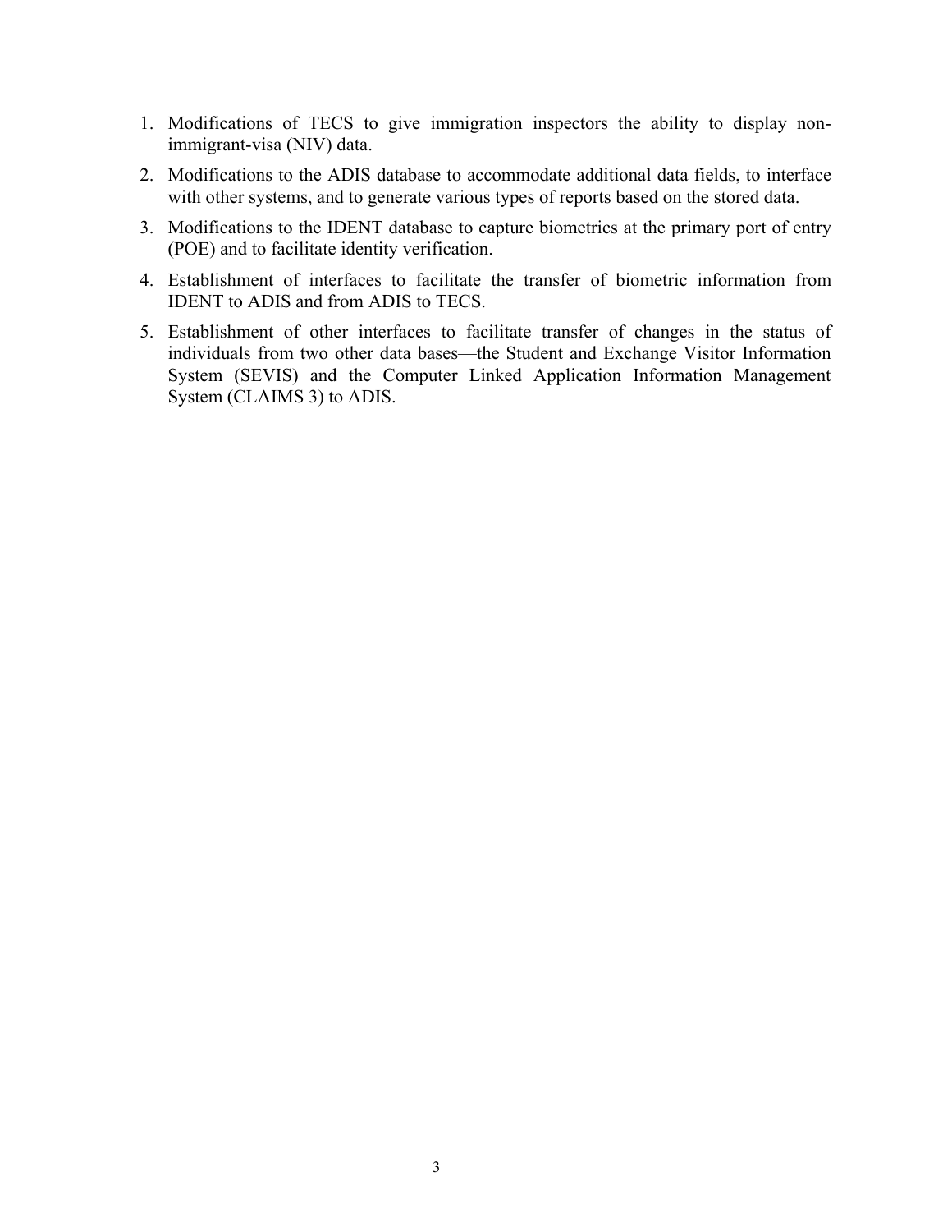1. Modifications of TECS to give immigration inspectors the ability to display non-immigrant-visa (NIV) data.
2. Modifications to the ADIS database to accommodate additional data fields, to interface with other systems, and to generate various types of reports based on the stored data.
3. Modifications to the IDENT database to capture biometrics at the primary port of entry (POE) and to facilitate identity verification.
4. Establishment of interfaces to facilitate the transfer of biometric information from IDENT to ADIS and from ADIS to TECS.
5. Establishment of other interfaces to facilitate transfer of changes in the status of individuals from two other data bases—the Student and Exchange Visitor Information System (SEVIS) and the Computer Linked Application Information Management System (CLAIMS 3) to ADIS.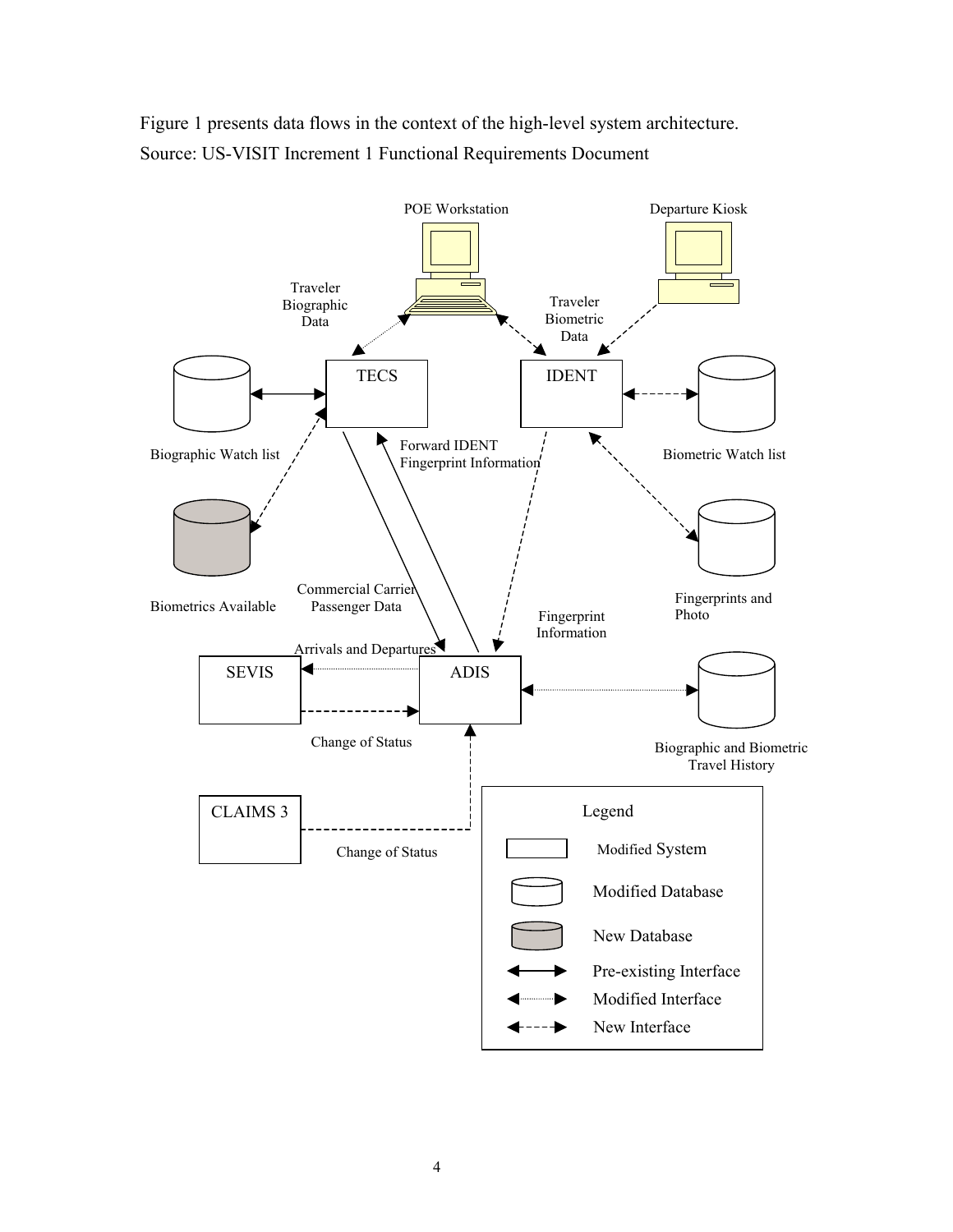Figure 1 presents data flows in the context of the high-level system architecture.
Source: US-VISIT Increment 1 Functional Requirements Document

POE Workstation

Departure Kiosk

Traveler Biographic Data

Traveler Biometric Data

TECS

IDENT

Biographic Watch list

Forward IDENT Fingerprint Information

Biometric Watch list

Biometrics Available

Commercial Carrier Passenger Data

Fingerprints and Photo

Fingerprint Information

Arrivals and Departures

SEVIS

ADIS

Change of Status

Biographic and Biometric Travel History

CLAIMS 3

Change of Status

Legend

Modified System

Modified Database

New Database

Pre-existing Interface

Modified Interface

New Interface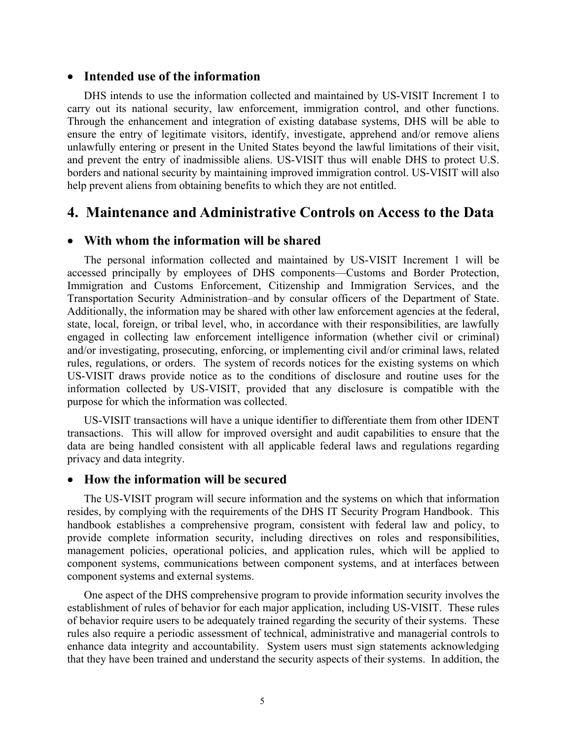- **Intended use of the information**

DHS intends to use the information collected and maintained by US-VISIT Increment 1 to carry out its national security, law enforcement, immigration control, and other functions. Through the enhancement and integration of existing database systems, DHS will be able to ensure the entry of legitimate visitors, identify, investigate, apprehend and/or remove aliens unlawfully entering or present in the United States beyond the lawful limitations of their visit, and prevent the entry of inadmissible aliens. US-VISIT thus will enable DHS to protect U.S. borders and national security by maintaining improved immigration control. US-VISIT will also help prevent aliens from obtaining benefits to which they are not entitled.

## 4. Maintenance and Administrative Controls on Access to the Data

- **With whom the information will be shared**

The personal information collected and maintained by US-VISIT Increment 1 will be accessed principally by employees of DHS components—Customs and Border Protection, Immigration and Customs Enforcement, Citizenship and Immigration Services, and the Transportation Security Administration–and by consular officers of the Department of State. Additionally, the information may be shared with other law enforcement agencies at the federal, state, local, foreign, or tribal level, who, in accordance with their responsibilities, are lawfully engaged in collecting law enforcement intelligence information (whether civil or criminal) and/or investigating, prosecuting, enforcing, or implementing civil and/or criminal laws, related rules, regulations, or orders. The system of records notices for the existing systems on which US-VISIT draws provide notice as to the conditions of disclosure and routine uses for the information collected by US-VISIT, provided that any disclosure is compatible with the purpose for which the information was collected.

US-VISIT transactions will have a unique identifier to differentiate them from other IDENT transactions. This will allow for improved oversight and audit capabilities to ensure that the data are being handled consistent with all applicable federal laws and regulations regarding privacy and data integrity.

- **How the information will be secured**

The US-VISIT program will secure information and the systems on which that information resides, by complying with the requirements of the DHS IT Security Program Handbook. This handbook establishes a comprehensive program, consistent with federal law and policy, to provide complete information security, including directives on roles and responsibilities, management policies, operational policies, and application rules, which will be applied to component systems, communications between component systems, and at interfaces between component systems and external systems.

One aspect of the DHS comprehensive program to provide information security involves the establishment of rules of behavior for each major application, including US-VISIT. These rules of behavior require users to be adequately trained regarding the security of their systems. These rules also require a periodic assessment of technical, administrative and managerial controls to enhance data integrity and accountability. System users must sign statements acknowledging that they have been trained and understand the security aspects of their systems. In addition, the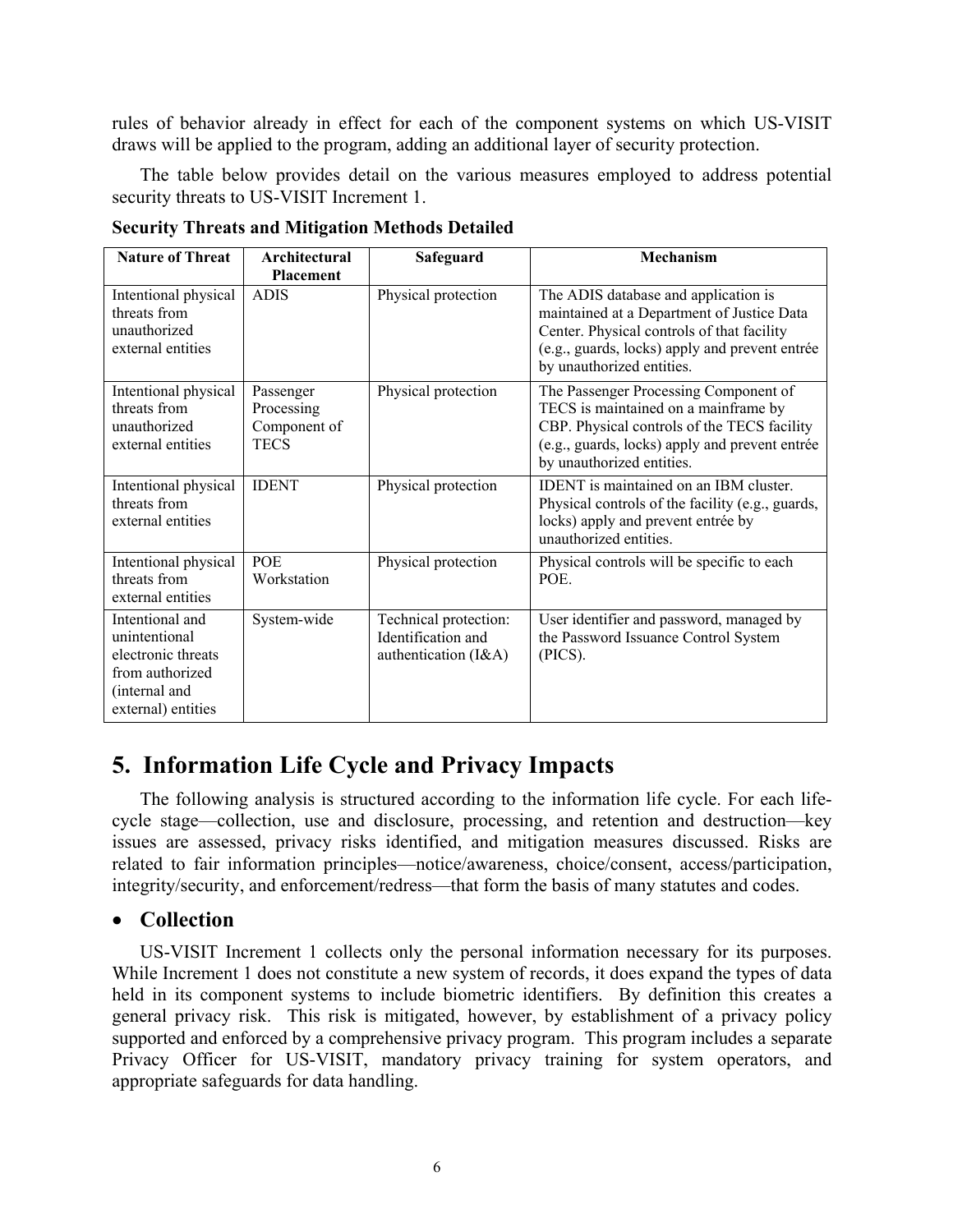rules of behavior already in effect for each of the component systems on which US-VISIT draws will be applied to the program, adding an additional layer of security protection.

The table below provides detail on the various measures employed to address potential security threats to US-VISIT Increment 1.

**Security Threats and Mitigation Methods Detailed**

| Nature of Threat | Architectural Placement | Safeguard | Mechanism |
|---|---|---|---|
| Intentional physical threats from unauthorized external entities | ADIS | Physical protection | The ADIS database and application is maintained at a Department of Justice Data Center. Physical controls of that facility (e.g., guards, locks) apply and prevent entrée by unauthorized entities. |
| Intentional physical threats from unauthorized external entities | Passenger Processing Component of TECS | Physical protection | The Passenger Processing Component of TECS is maintained on a mainframe by CBP. Physical controls of the TECS facility (e.g., guards, locks) apply and prevent entrée by unauthorized entities. |
| Intentional physical threats from external entities | IDENT | Physical protection | IDENT is maintained on an IBM cluster. Physical controls of the facility (e.g., guards, locks) apply and prevent entrée by unauthorized entities. |
| Intentional physical threats from external entities | POE Workstation | Physical protection | Physical controls will be specific to each POE. |
| Intentional and unintentional electronic threats from authorized (internal and external) entities | System-wide | Technical protection: Identification and authentication (I&A) | User identifier and password, managed by the Password Issuance Control System (PICS). |

# 5. Information Life Cycle and Privacy Impacts

The following analysis is structured according to the information life cycle. For each life-cycle stage—collection, use and disclosure, processing, and retention and destruction—key issues are assessed, privacy risks identified, and mitigation measures discussed. Risks are related to fair information principles—notice/awareness, choice/consent, access/participation, integrity/security, and enforcement/redress—that form the basis of many statutes and codes.

## • Collection

US-VISIT Increment 1 collects only the personal information necessary for its purposes. While Increment 1 does not constitute a new system of records, it does expand the types of data held in its component systems to include biometric identifiers. By definition this creates a general privacy risk. This risk is mitigated, however, by establishment of a privacy policy supported and enforced by a comprehensive privacy program. This program includes a separate Privacy Officer for US-VISIT, mandatory privacy training for system operators, and appropriate safeguards for data handling.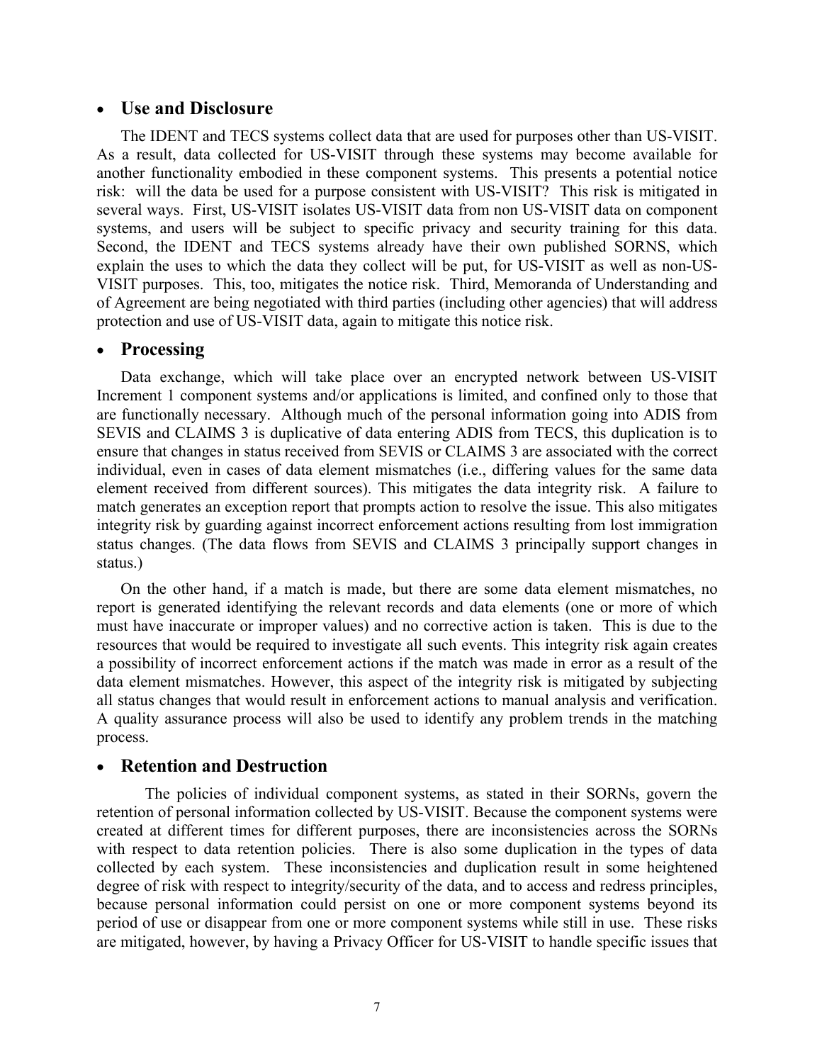- **Use and Disclosure**

The IDENT and TECS systems collect data that are used for purposes other than US-VISIT. As a result, data collected for US-VISIT through these systems may become available for another functionality embodied in these component systems. This presents a potential notice risk: will the data be used for a purpose consistent with US-VISIT? This risk is mitigated in several ways. First, US-VISIT isolates US-VISIT data from non US-VISIT data on component systems, and users will be subject to specific privacy and security training for this data. Second, the IDENT and TECS systems already have their own published SORNS, which explain the uses to which the data they collect will be put, for US-VISIT as well as non-US-VISIT purposes. This, too, mitigates the notice risk. Third, Memoranda of Understanding and of Agreement are being negotiated with third parties (including other agencies) that will address protection and use of US-VISIT data, again to mitigate this notice risk.

- **Processing**

Data exchange, which will take place over an encrypted network between US-VISIT Increment 1 component systems and/or applications is limited, and confined only to those that are functionally necessary. Although much of the personal information going into ADIS from SEVIS and CLAIMS 3 is duplicative of data entering ADIS from TECS, this duplication is to ensure that changes in status received from SEVIS or CLAIMS 3 are associated with the correct individual, even in cases of data element mismatches (i.e., differing values for the same data element received from different sources). This mitigates the data integrity risk. A failure to match generates an exception report that prompts action to resolve the issue. This also mitigates integrity risk by guarding against incorrect enforcement actions resulting from lost immigration status changes. (The data flows from SEVIS and CLAIMS 3 principally support changes in status.)

On the other hand, if a match is made, but there are some data element mismatches, no report is generated identifying the relevant records and data elements (one or more of which must have inaccurate or improper values) and no corrective action is taken. This is due to the resources that would be required to investigate all such events. This integrity risk again creates a possibility of incorrect enforcement actions if the match was made in error as a result of the data element mismatches. However, this aspect of the integrity risk is mitigated by subjecting all status changes that would result in enforcement actions to manual analysis and verification. A quality assurance process will also be used to identify any problem trends in the matching process.

- **Retention and Destruction**

The policies of individual component systems, as stated in their SORNs, govern the retention of personal information collected by US-VISIT. Because the component systems were created at different times for different purposes, there are inconsistencies across the SORNs with respect to data retention policies. There is also some duplication in the types of data collected by each system. These inconsistencies and duplication result in some heightened degree of risk with respect to integrity/security of the data, and to access and redress principles, because personal information could persist on one or more component systems beyond its period of use or disappear from one or more component systems while still in use. These risks are mitigated, however, by having a Privacy Officer for US-VISIT to handle specific issues that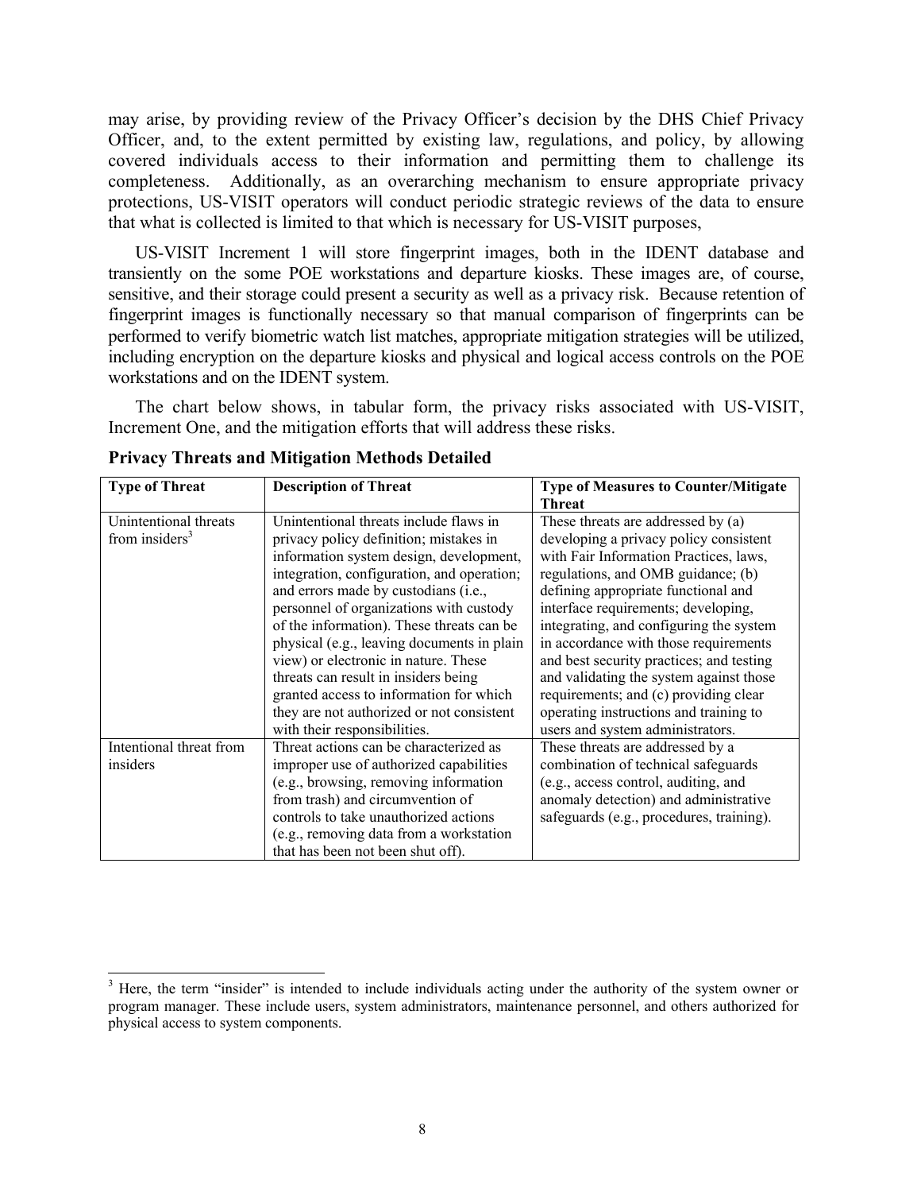may arise, by providing review of the Privacy Officer's decision by the DHS Chief Privacy Officer, and, to the extent permitted by existing law, regulations, and policy, by allowing covered individuals access to their information and permitting them to challenge its completeness. Additionally, as an overarching mechanism to ensure appropriate privacy protections, US-VISIT operators will conduct periodic strategic reviews of the data to ensure that what is collected is limited to that which is necessary for US-VISIT purposes,

US-VISIT Increment 1 will store fingerprint images, both in the IDENT database and transiently on the some POE workstations and departure kiosks. These images are, of course, sensitive, and their storage could present a security as well as a privacy risk. Because retention of fingerprint images is functionally necessary so that manual comparison of fingerprints can be performed to verify biometric watch list matches, appropriate mitigation strategies will be utilized, including encryption on the departure kiosks and physical and logical access controls on the POE workstations and on the IDENT system.

The chart below shows, in tabular form, the privacy risks associated with US-VISIT, Increment One, and the mitigation efforts that will address these risks.

**Privacy Threats and Mitigation Methods Detailed**

| Type of Threat | Description of Threat | Type of Measures to Counter/Mitigate Threat |
|---|---|---|
| Unintentional threats from insiders[3] | Unintentional threats include flaws in privacy policy definition; mistakes in information system design, development, integration, configuration, and operation; and errors made by custodians (i.e., personnel of organizations with custody of the information). These threats can be physical (e.g., leaving documents in plain view) or electronic in nature. These threats can result in insiders being granted access to information for which they are not authorized or not consistent with their responsibilities. | These threats are addressed by (a) developing a privacy policy consistent with Fair Information Practices, laws, regulations, and OMB guidance; (b) defining appropriate functional and interface requirements; developing, integrating, and configuring the system in accordance with those requirements and best security practices; and testing and validating the system against those requirements; and (c) providing clear operating instructions and training to users and system administrators. |
| Intentional threat from insiders | Threat actions can be characterized as improper use of authorized capabilities (e.g., browsing, removing information from trash) and circumvention of controls to take unauthorized actions (e.g., removing data from a workstation that has been not been shut off). | These threats are addressed by a combination of technical safeguards (e.g., access control, auditing, and anomaly detection) and administrative safeguards (e.g., procedures, training). |

[3] Here, the term "insider" is intended to include individuals acting under the authority of the system owner or program manager. These include users, system administrators, maintenance personnel, and others authorized for physical access to system components.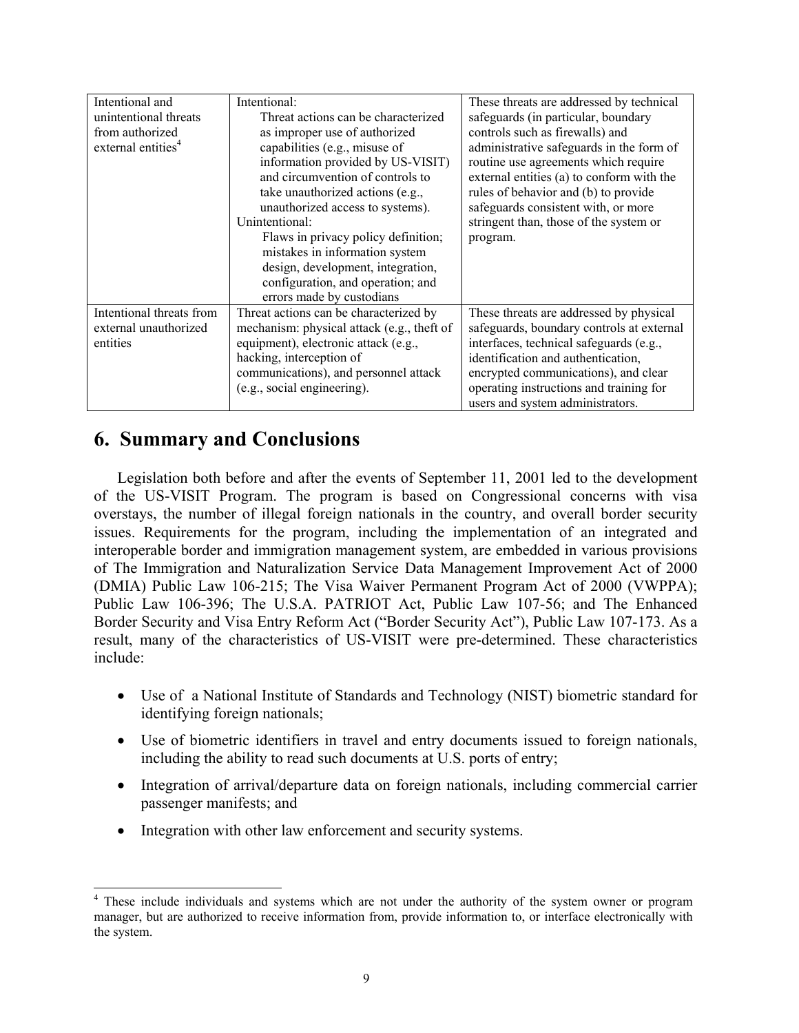| | | |
|---|---|---|
| Intentional and unintentional threats from authorized external entities[4] | Intentional: Threat actions can be characterized as improper use of authorized capabilities (e.g., misuse of information provided by US-VISIT) and circumvention of controls to take unauthorized actions (e.g., unauthorized access to systems). Unintentional: Flaws in privacy policy definition; mistakes in information system design, development, integration, configuration, and operation; and errors made by custodians | These threats are addressed by technical safeguards (in particular, boundary controls such as firewalls) and administrative safeguards in the form of routine use agreements which require external entities (a) to conform with the rules of behavior and (b) to provide safeguards consistent with, or more stringent than, those of the system or program. |
| Intentional threats from external unauthorized entities | Threat actions can be characterized by mechanism: physical attack (e.g., theft of equipment), electronic attack (e.g., hacking, interception of communications), and personnel attack (e.g., social engineering). | These threats are addressed by physical safeguards, boundary controls at external interfaces, technical safeguards (e.g., identification and authentication, encrypted communications), and clear operating instructions and training for users and system administrators. |

# 6. Summary and Conclusions

Legislation both before and after the events of September 11, 2001 led to the development of the US-VISIT Program. The program is based on Congressional concerns with visa overstays, the number of illegal foreign nationals in the country, and overall border security issues. Requirements for the program, including the implementation of an integrated and interoperable border and immigration management system, are embedded in various provisions of The Immigration and Naturalization Service Data Management Improvement Act of 2000 (DMIA) Public Law 106-215; The Visa Waiver Permanent Program Act of 2000 (VWPPA); Public Law 106-396; The U.S.A. PATRIOT Act, Public Law 107-56; and The Enhanced Border Security and Visa Entry Reform Act ("Border Security Act"), Public Law 107-173. As a result, many of the characteristics of US-VISIT were pre-determined. These characteristics include:

- Use of a National Institute of Standards and Technology (NIST) biometric standard for identifying foreign nationals;
- Use of biometric identifiers in travel and entry documents issued to foreign nationals, including the ability to read such documents at U.S. ports of entry;
- Integration of arrival/departure data on foreign nationals, including commercial carrier passenger manifests; and
- Integration with other law enforcement and security systems.

[4] These include individuals and systems which are not under the authority of the system owner or program manager, but are authorized to receive information from, provide information to, or interface electronically with the system.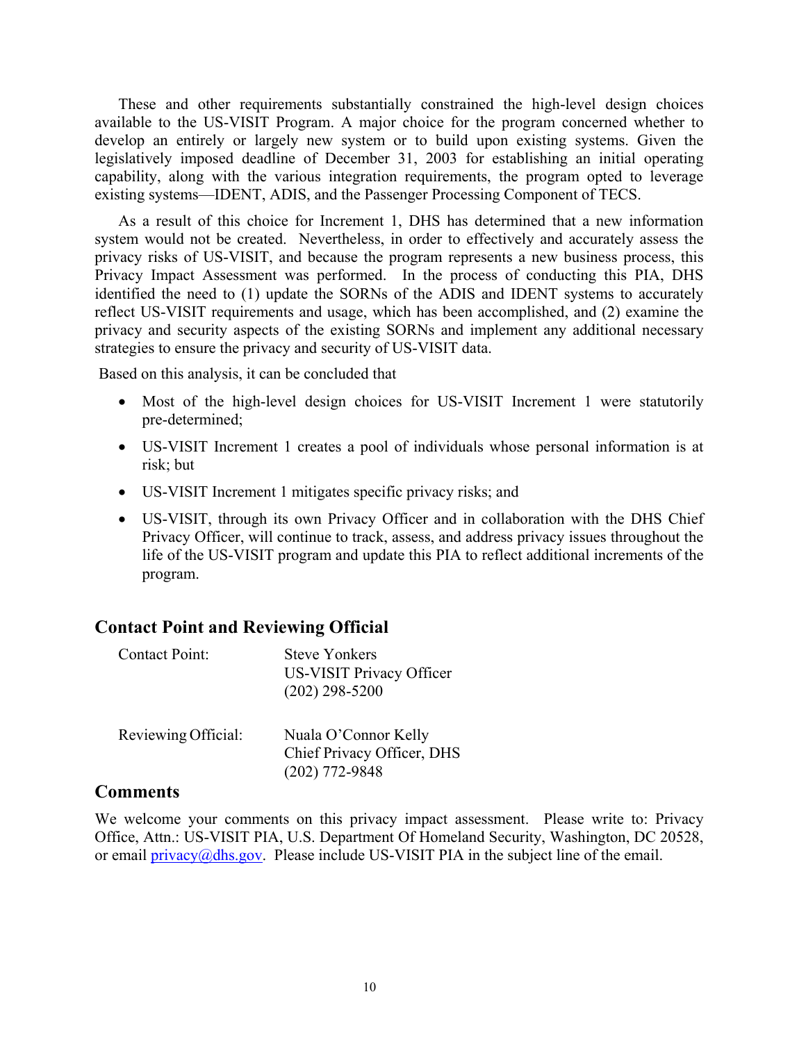These and other requirements substantially constrained the high-level design choices available to the US-VISIT Program. A major choice for the program concerned whether to develop an entirely or largely new system or to build upon existing systems. Given the legislatively imposed deadline of December 31, 2003 for establishing an initial operating capability, along with the various integration requirements, the program opted to leverage existing systems—IDENT, ADIS, and the Passenger Processing Component of TECS.

As a result of this choice for Increment 1, DHS has determined that a new information system would not be created. Nevertheless, in order to effectively and accurately assess the privacy risks of US-VISIT, and because the program represents a new business process, this Privacy Impact Assessment was performed. In the process of conducting this PIA, DHS identified the need to (1) update the SORNs of the ADIS and IDENT systems to accurately reflect US-VISIT requirements and usage, which has been accomplished, and (2) examine the privacy and security aspects of the existing SORNs and implement any additional necessary strategies to ensure the privacy and security of US-VISIT data.

Based on this analysis, it can be concluded that

- Most of the high-level design choices for US-VISIT Increment 1 were statutorily pre-determined;
- US-VISIT Increment 1 creates a pool of individuals whose personal information is at risk; but
- US-VISIT Increment 1 mitigates specific privacy risks; and
- US-VISIT, through its own Privacy Officer and in collaboration with the DHS Chief Privacy Officer, will continue to track, assess, and address privacy issues throughout the life of the US-VISIT program and update this PIA to reflect additional increments of the program.

## Contact Point and Reviewing Official

Contact Point: Steve Yonkers
US-VISIT Privacy Officer
(202) 298-5200

Reviewing Official: Nuala O'Connor Kelly
Chief Privacy Officer, DHS
(202) 772-9848

## Comments

We welcome your comments on this privacy impact assessment. Please write to: Privacy Office, Attn.: US-VISIT PIA, U.S. Department Of Homeland Security, Washington, DC 20528, or email privacy@dhs.gov. Please include US-VISIT PIA in the subject line of the email.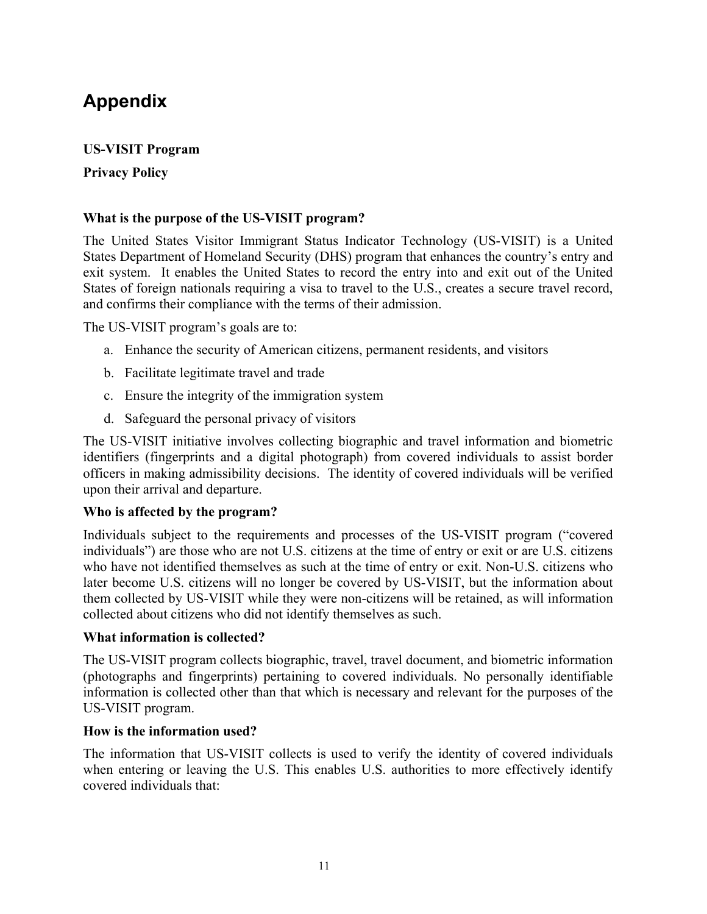# Appendix

**US-VISIT Program**

**Privacy Policy**

**What is the purpose of the US-VISIT program?**

The United States Visitor Immigrant Status Indicator Technology (US-VISIT) is a United States Department of Homeland Security (DHS) program that enhances the country's entry and exit system. It enables the United States to record the entry into and exit out of the United States of foreign nationals requiring a visa to travel to the U.S., creates a secure travel record, and confirms their compliance with the terms of their admission.

The US-VISIT program's goals are to:

a. Enhance the security of American citizens, permanent residents, and visitors
b. Facilitate legitimate travel and trade
c. Ensure the integrity of the immigration system
d. Safeguard the personal privacy of visitors

The US-VISIT initiative involves collecting biographic and travel information and biometric identifiers (fingerprints and a digital photograph) from covered individuals to assist border officers in making admissibility decisions. The identity of covered individuals will be verified upon their arrival and departure.

**Who is affected by the program?**

Individuals subject to the requirements and processes of the US-VISIT program ("covered individuals") are those who are not U.S. citizens at the time of entry or exit or are U.S. citizens who have not identified themselves as such at the time of entry or exit. Non-U.S. citizens who later become U.S. citizens will no longer be covered by US-VISIT, but the information about them collected by US-VISIT while they were non-citizens will be retained, as will information collected about citizens who did not identify themselves as such.

**What information is collected?**

The US-VISIT program collects biographic, travel, travel document, and biometric information (photographs and fingerprints) pertaining to covered individuals. No personally identifiable information is collected other than that which is necessary and relevant for the purposes of the US-VISIT program.

**How is the information used?**

The information that US-VISIT collects is used to verify the identity of covered individuals when entering or leaving the U.S. This enables U.S. authorities to more effectively identify covered individuals that: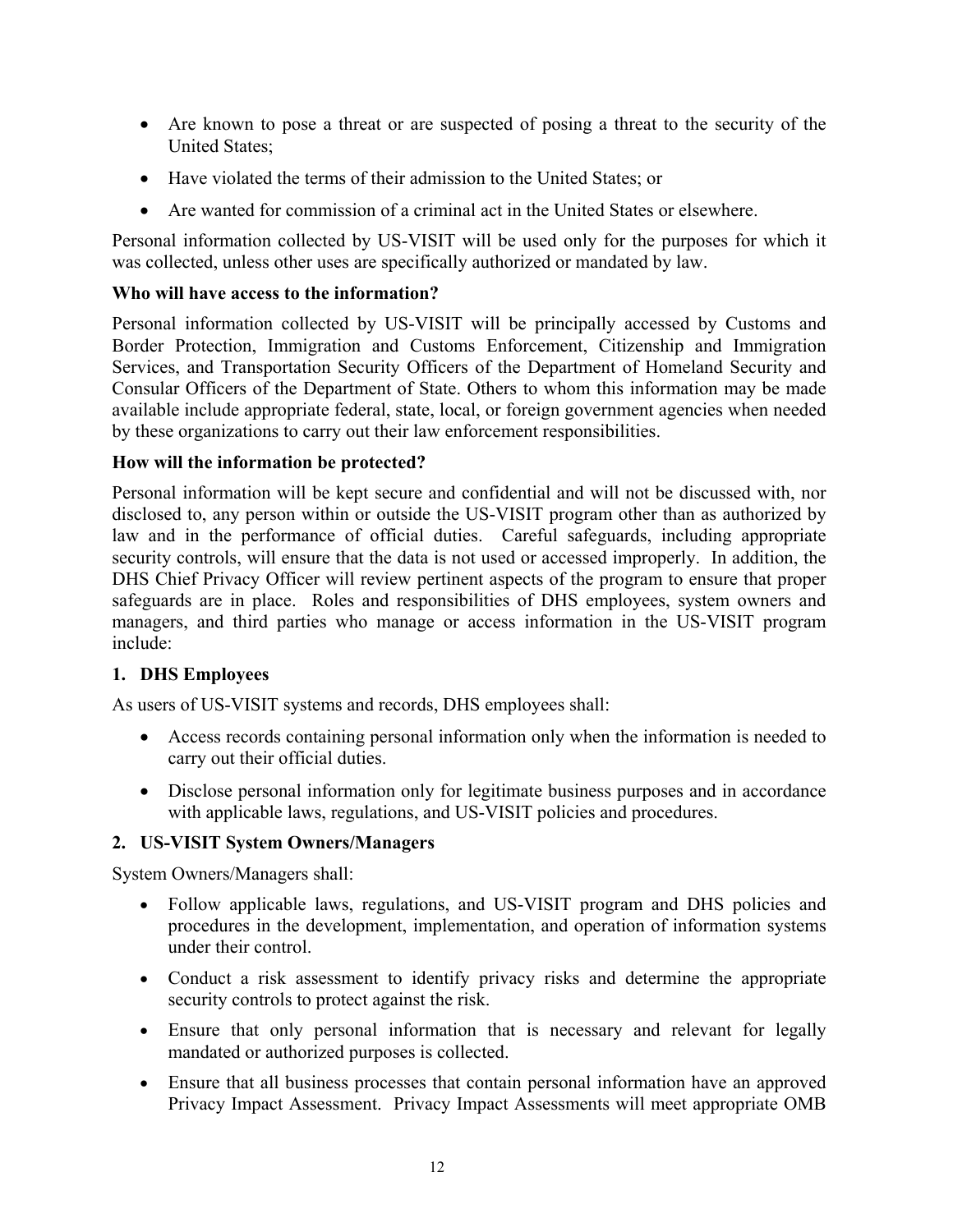- Are known to pose a threat or are suspected of posing a threat to the security of the United States;
- Have violated the terms of their admission to the United States; or
- Are wanted for commission of a criminal act in the United States or elsewhere.

Personal information collected by US-VISIT will be used only for the purposes for which it was collected, unless other uses are specifically authorized or mandated by law.

**Who will have access to the information?**

Personal information collected by US-VISIT will be principally accessed by Customs and Border Protection, Immigration and Customs Enforcement, Citizenship and Immigration Services, and Transportation Security Officers of the Department of Homeland Security and Consular Officers of the Department of State. Others to whom this information may be made available include appropriate federal, state, local, or foreign government agencies when needed by these organizations to carry out their law enforcement responsibilities.

**How will the information be protected?**

Personal information will be kept secure and confidential and will not be discussed with, nor disclosed to, any person within or outside the US-VISIT program other than as authorized by law and in the performance of official duties. Careful safeguards, including appropriate security controls, will ensure that the data is not used or accessed improperly. In addition, the DHS Chief Privacy Officer will review pertinent aspects of the program to ensure that proper safeguards are in place. Roles and responsibilities of DHS employees, system owners and managers, and third parties who manage or access information in the US-VISIT program include:

**1. DHS Employees**

As users of US-VISIT systems and records, DHS employees shall:

- Access records containing personal information only when the information is needed to carry out their official duties.
- Disclose personal information only for legitimate business purposes and in accordance with applicable laws, regulations, and US-VISIT policies and procedures.

**2. US-VISIT System Owners/Managers**

System Owners/Managers shall:

- Follow applicable laws, regulations, and US-VISIT program and DHS policies and procedures in the development, implementation, and operation of information systems under their control.
- Conduct a risk assessment to identify privacy risks and determine the appropriate security controls to protect against the risk.
- Ensure that only personal information that is necessary and relevant for legally mandated or authorized purposes is collected.
- Ensure that all business processes that contain personal information have an approved Privacy Impact Assessment. Privacy Impact Assessments will meet appropriate OMB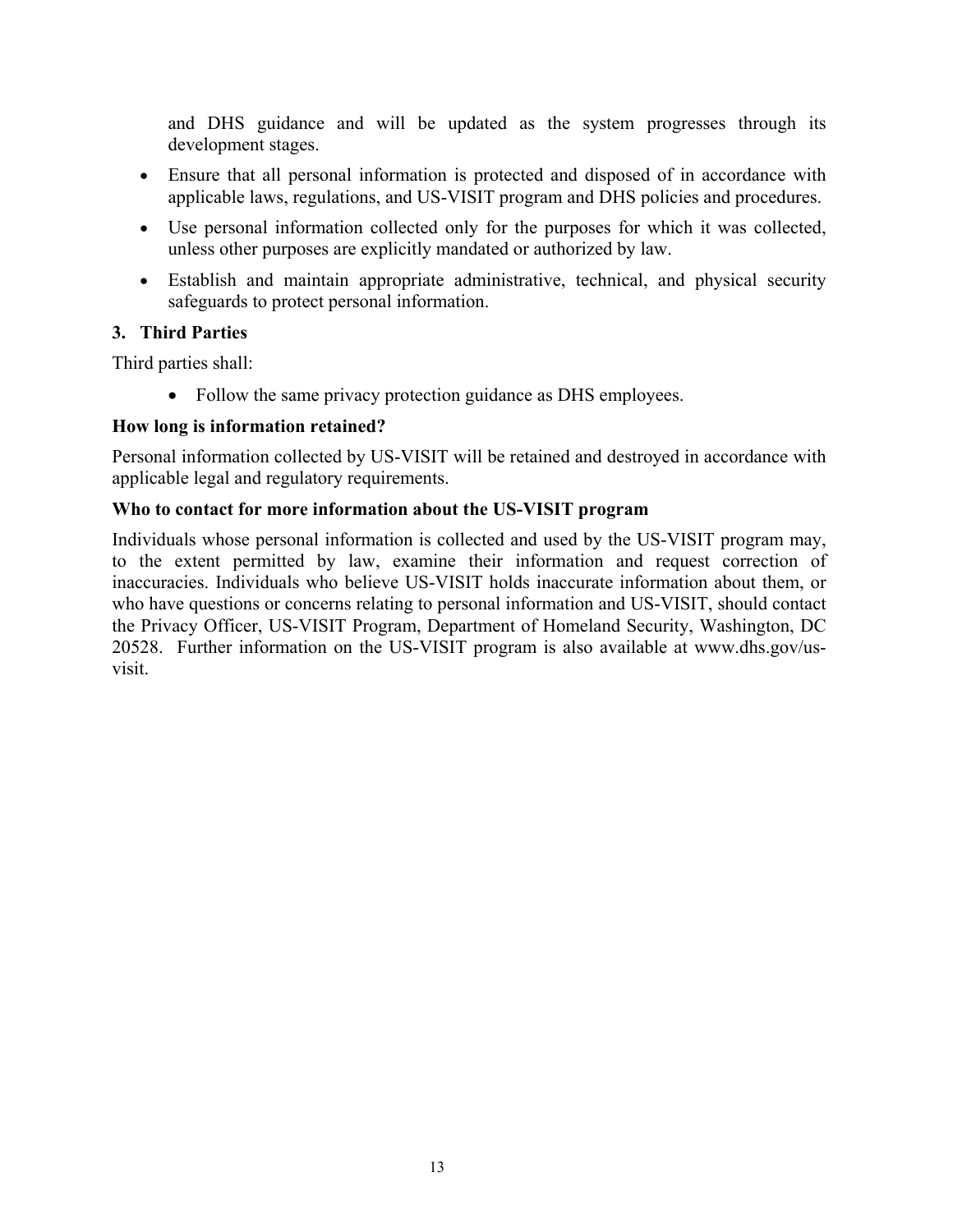and DHS guidance and will be updated as the system progresses through its development stages.

- Ensure that all personal information is protected and disposed of in accordance with applicable laws, regulations, and US-VISIT program and DHS policies and procedures.
- Use personal information collected only for the purposes for which it was collected, unless other purposes are explicitly mandated or authorized by law.
- Establish and maintain appropriate administrative, technical, and physical security safeguards to protect personal information.

**3. Third Parties**

Third parties shall:

- Follow the same privacy protection guidance as DHS employees.

**How long is information retained?**

Personal information collected by US-VISIT will be retained and destroyed in accordance with applicable legal and regulatory requirements.

**Who to contact for more information about the US-VISIT program**

Individuals whose personal information is collected and used by the US-VISIT program may, to the extent permitted by law, examine their information and request correction of inaccuracies. Individuals who believe US-VISIT holds inaccurate information about them, or who have questions or concerns relating to personal information and US-VISIT, should contact the Privacy Officer, US-VISIT Program, Department of Homeland Security, Washington, DC 20528. Further information on the US-VISIT program is also available at www.dhs.gov/us-visit.